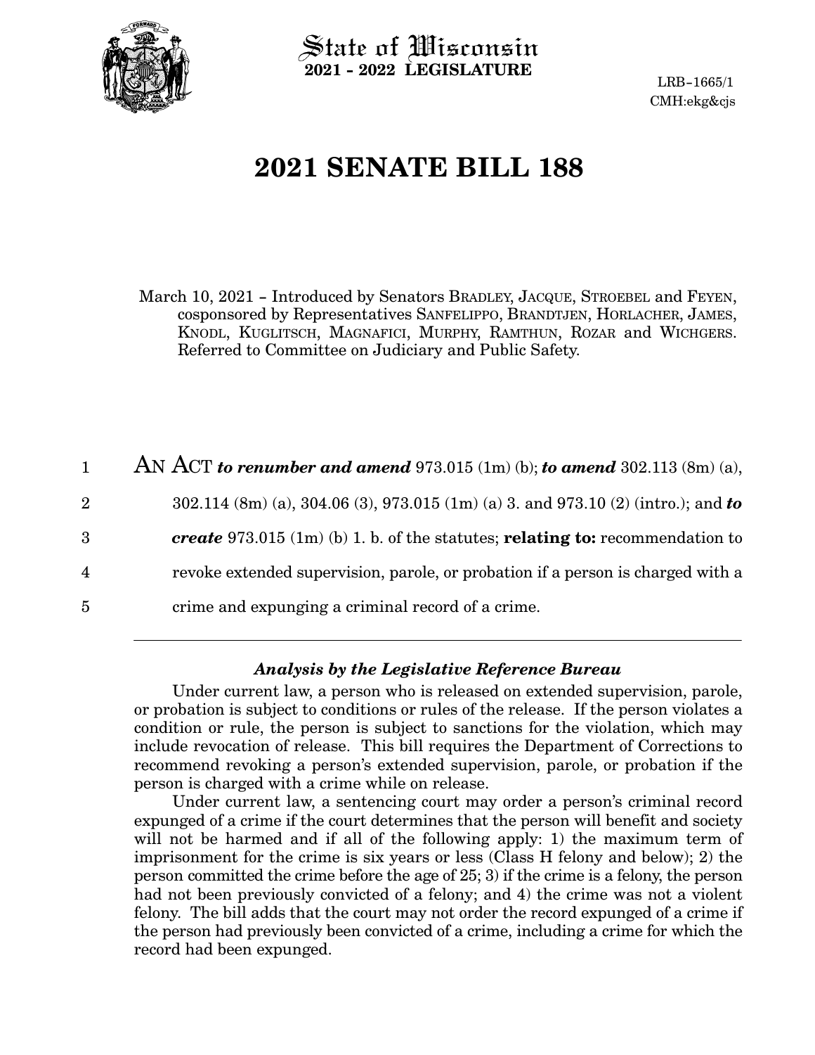State of Wisconsin
**2021 - 2022 LEGISLATURE**

LRB-1665/1
CMH:ekg&cjs

# 2021 SENATE BILL 188

March 10, 2021 – Introduced by Senators BRADLEY, JACQUE, STROEBEL and FEYEN, cosponsored by Representatives SANFELIPPO, BRANDTJEN, HORLACHER, JAMES, KNODL, KUGLITSCH, MAGNAFICI, MURPHY, RAMTHUN, ROZAR and WICHGERS. Referred to Committee on Judiciary and Public Safety.

1 AN ACT ***to renumber and amend*** 973.015 (1m) (b); ***to amend*** 302.113 (8m) (a),
2 302.114 (8m) (a), 304.06 (3), 973.015 (1m) (a) 3. and 973.10 (2) (intro.); and ***to***
3 ***create*** 973.015 (1m) (b) 1. b. of the statutes; **relating to:** recommendation to
4 revoke extended supervision, parole, or probation if a person is charged with a
5 crime and expunging a criminal record of a crime.

---

### *Analysis by the Legislative Reference Bureau*

Under current law, a person who is released on extended supervision, parole, or probation is subject to conditions or rules of the release. If the person violates a condition or rule, the person is subject to sanctions for the violation, which may include revocation of release. This bill requires the Department of Corrections to recommend revoking a person's extended supervision, parole, or probation if the person is charged with a crime while on release.

Under current law, a sentencing court may order a person's criminal record expunged of a crime if the court determines that the person will benefit and society will not be harmed and if all of the following apply: 1) the maximum term of imprisonment for the crime is six years or less (Class H felony and below); 2) the person committed the crime before the age of 25; 3) if the crime is a felony, the person had not been previously convicted of a felony; and 4) the crime was not a violent felony. The bill adds that the court may not order the record expunged of a crime if the person had previously been convicted of a crime, including a crime for which the record had been expunged.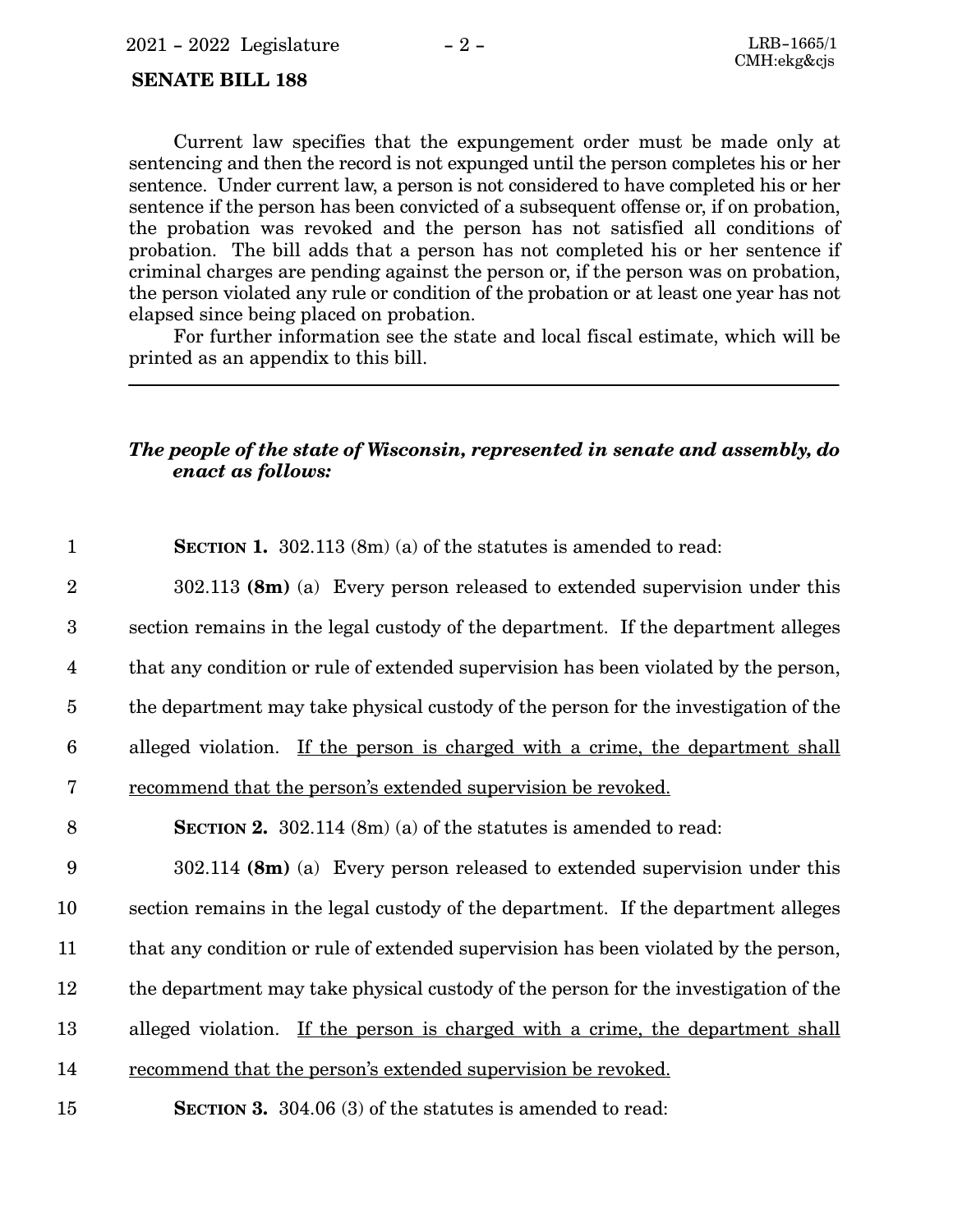Current law specifies that the expungement order must be made only at sentencing and then the record is not expunged until the person completes his or her sentence. Under current law, a person is not considered to have completed his or her sentence if the person has been convicted of a subsequent offense or, if on probation, the probation was revoked and the person has not satisfied all conditions of probation. The bill adds that a person has not completed his or her sentence if criminal charges are pending against the person or, if the person was on probation, the person violated any rule or condition of the probation or at least one year has not elapsed since being placed on probation.

For further information see the state and local fiscal estimate, which will be printed as an appendix to this bill.

---

***The people of the state of Wisconsin, represented in senate and assembly, do enact as follows:***

**SECTION 1.** 302.113 (8m) (a) of the statutes is amended to read:

302.113 **(8m)** (a) Every person released to extended supervision under this section remains in the legal custody of the department. If the department alleges that any condition or rule of extended supervision has been violated by the person, the department may take physical custody of the person for the investigation of the alleged violation. <u>If the person is charged with a crime, the department shall recommend that the person's extended supervision be revoked.</u>

**SECTION 2.** 302.114 (8m) (a) of the statutes is amended to read:

302.114 **(8m)** (a) Every person released to extended supervision under this section remains in the legal custody of the department. If the department alleges that any condition or rule of extended supervision has been violated by the person, the department may take physical custody of the person for the investigation of the alleged violation. <u>If the person is charged with a crime, the department shall recommend that the person's extended supervision be revoked.</u>

**SECTION 3.** 304.06 (3) of the statutes is amended to read: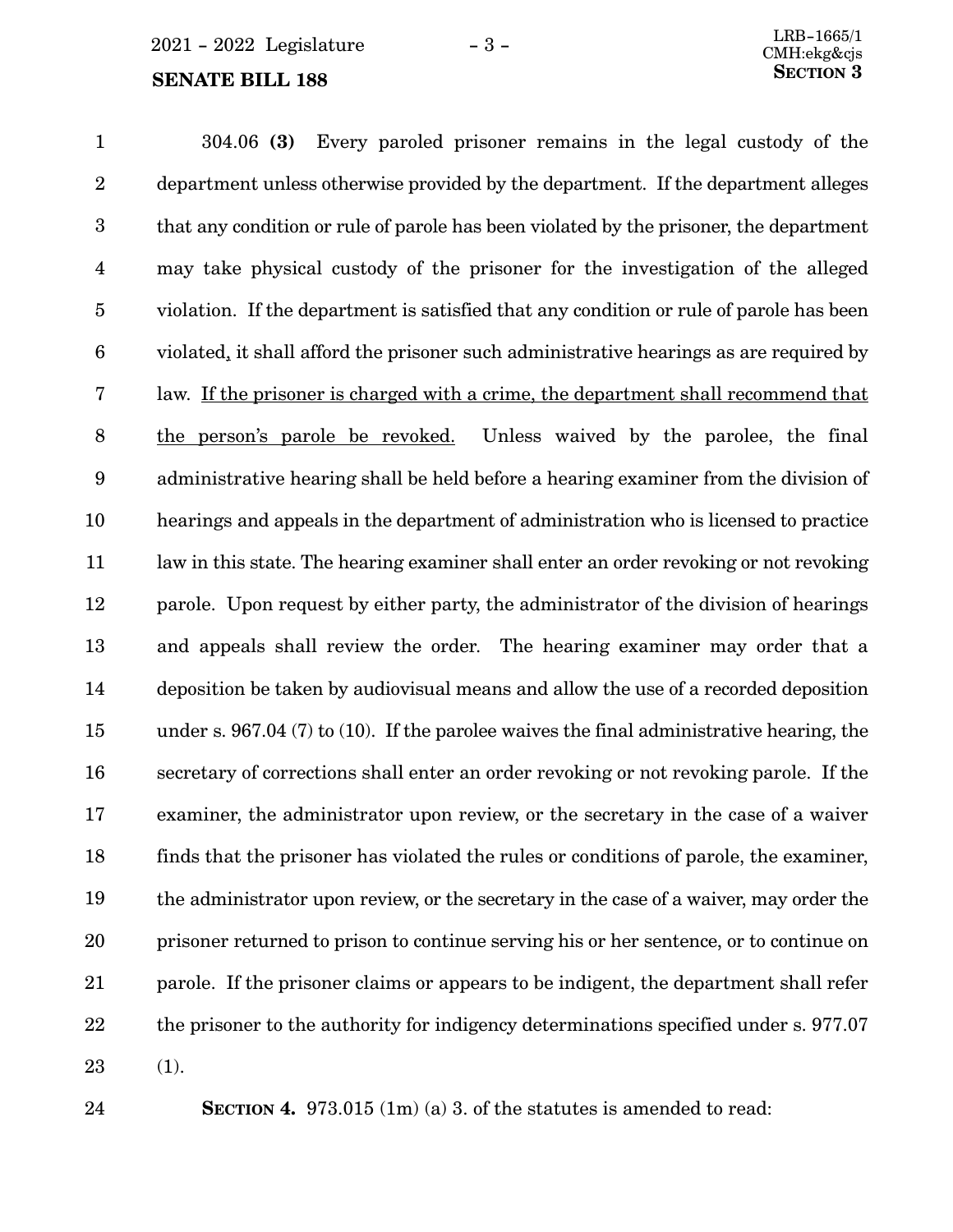304.06 **(3)** Every paroled prisoner remains in the legal custody of the department unless otherwise provided by the department. If the department alleges that any condition or rule of parole has been violated by the prisoner, the department may take physical custody of the prisoner for the investigation of the alleged violation. If the department is satisfied that any condition or rule of parole has been violated, it shall afford the prisoner such administrative hearings as are required by law. <u>If the prisoner is charged with a crime, the department shall recommend that the person's parole be revoked.</u> Unless waived by the parolee, the final administrative hearing shall be held before a hearing examiner from the division of hearings and appeals in the department of administration who is licensed to practice law in this state. The hearing examiner shall enter an order revoking or not revoking parole. Upon request by either party, the administrator of the division of hearings and appeals shall review the order. The hearing examiner may order that a deposition be taken by audiovisual means and allow the use of a recorded deposition under s. 967.04 (7) to (10). If the parolee waives the final administrative hearing, the secretary of corrections shall enter an order revoking or not revoking parole. If the examiner, the administrator upon review, or the secretary in the case of a waiver finds that the prisoner has violated the rules or conditions of parole, the examiner, the administrator upon review, or the secretary in the case of a waiver, may order the prisoner returned to prison to continue serving his or her sentence, or to continue on parole. If the prisoner claims or appears to be indigent, the department shall refer the prisoner to the authority for indigency determinations specified under s. 977.07 (1).

**SECTION 4.** 973.015 (1m) (a) 3. of the statutes is amended to read: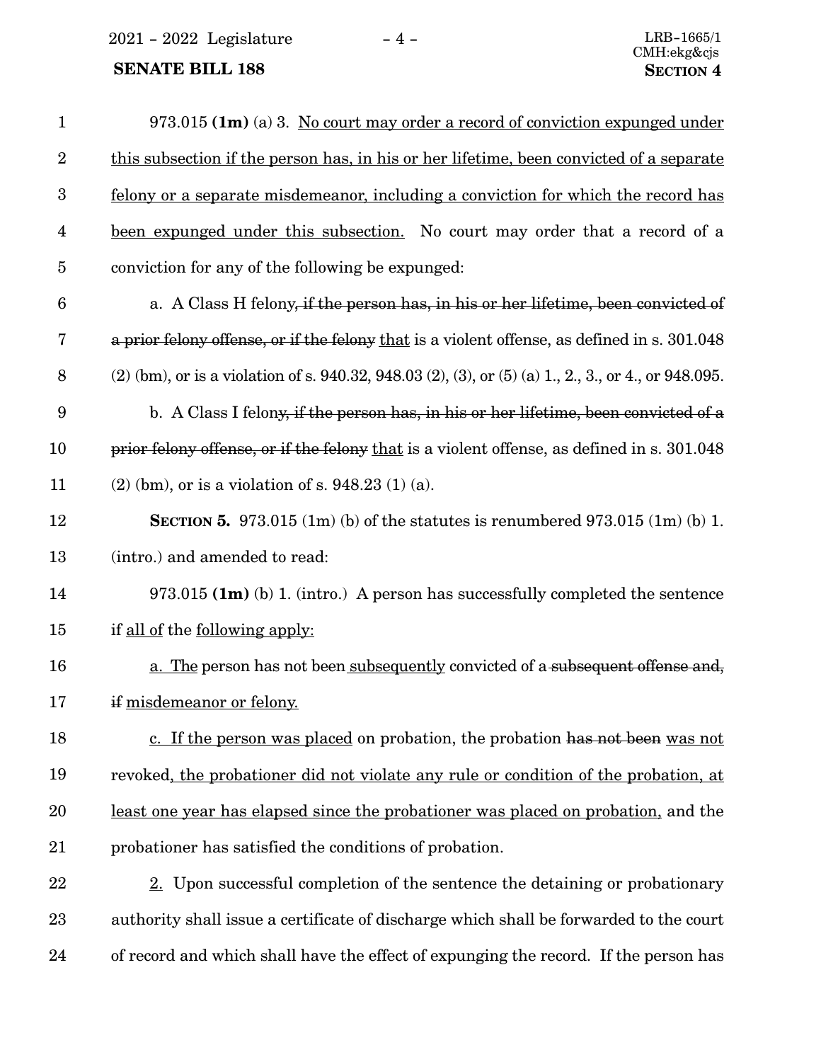973.015 **(1m)** (a) 3. No court may order a record of conviction expunged under this subsection if the person has, in his or her lifetime, been convicted of a separate felony or a separate misdemeanor, including a conviction for which the record has been expunged under this subsection. No court may order that a record of a conviction for any of the following be expunged:

a. A Class H felony~~, if the person has, in his or her lifetime, been convicted of a prior felony offense, or if the felony~~ that is a violent offense, as defined in s. 301.048 (2) (bm), or is a violation of s. 940.32, 948.03 (2), (3), or (5) (a) 1., 2., 3., or 4., or 948.095.

b. A Class I felony~~, if the person has, in his or her lifetime, been convicted of a prior felony offense, or if the felony~~ that is a violent offense, as defined in s. 301.048 (2) (bm), or is a violation of s. 948.23 (1) (a).

**SECTION 5.** 973.015 (1m) (b) of the statutes is renumbered 973.015 (1m) (b) 1. (intro.) and amended to read:

973.015 **(1m)** (b) 1. (intro.) A person has successfully completed the sentence if all of the following apply:

a. The person has not been subsequently convicted of a ~~subsequent offense and, if~~ misdemeanor or felony.

c. If the person was placed on probation, the probation ~~has not been~~ was not revoked, the probationer did not violate any rule or condition of the probation, at least one year has elapsed since the probationer was placed on probation, and the probationer has satisfied the conditions of probation.

2. Upon successful completion of the sentence the detaining or probationary authority shall issue a certificate of discharge which shall be forwarded to the court of record and which shall have the effect of expunging the record. If the person has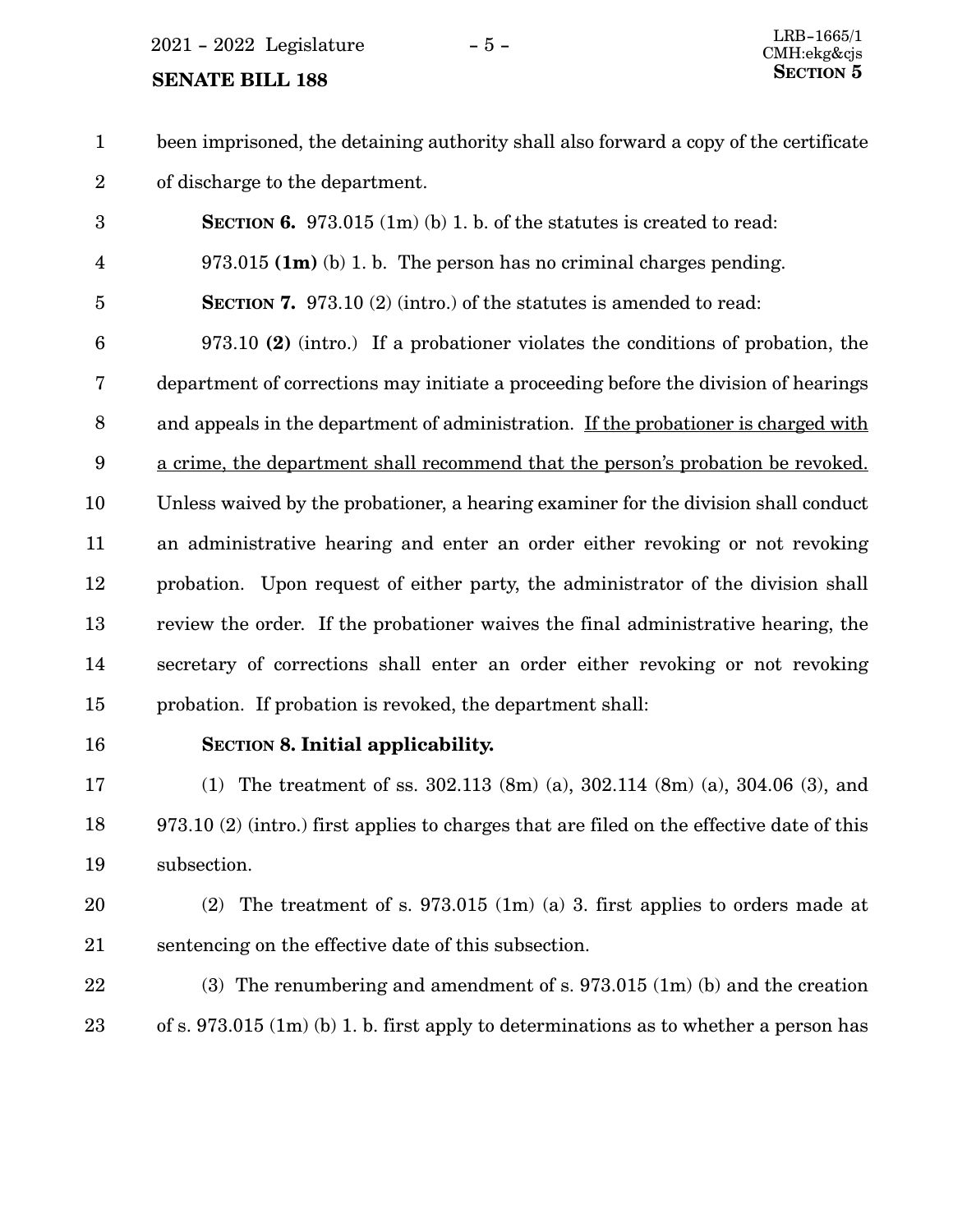been imprisoned, the detaining authority shall also forward a copy of the certificate of discharge to the department.

**SECTION 6.** 973.015 (1m) (b) 1. b. of the statutes is created to read:

973.015 **(1m)** (b) 1. b. The person has no criminal charges pending.

**SECTION 7.** 973.10 (2) (intro.) of the statutes is amended to read:

973.10 **(2)** (intro.) If a probationer violates the conditions of probation, the department of corrections may initiate a proceeding before the division of hearings and appeals in the department of administration. <u>If the probationer is charged with a crime, the department shall recommend that the person's probation be revoked.</u> Unless waived by the probationer, a hearing examiner for the division shall conduct an administrative hearing and enter an order either revoking or not revoking probation. Upon request of either party, the administrator of the division shall review the order. If the probationer waives the final administrative hearing, the secretary of corrections shall enter an order either revoking or not revoking probation. If probation is revoked, the department shall:

**SECTION 8. Initial applicability.**

(1) The treatment of ss. 302.113 (8m) (a), 302.114 (8m) (a), 304.06 (3), and 973.10 (2) (intro.) first applies to charges that are filed on the effective date of this subsection.

(2) The treatment of s. 973.015 (1m) (a) 3. first applies to orders made at sentencing on the effective date of this subsection.

(3) The renumbering and amendment of s. 973.015 (1m) (b) and the creation of s. 973.015 (1m) (b) 1. b. first apply to determinations as to whether a person has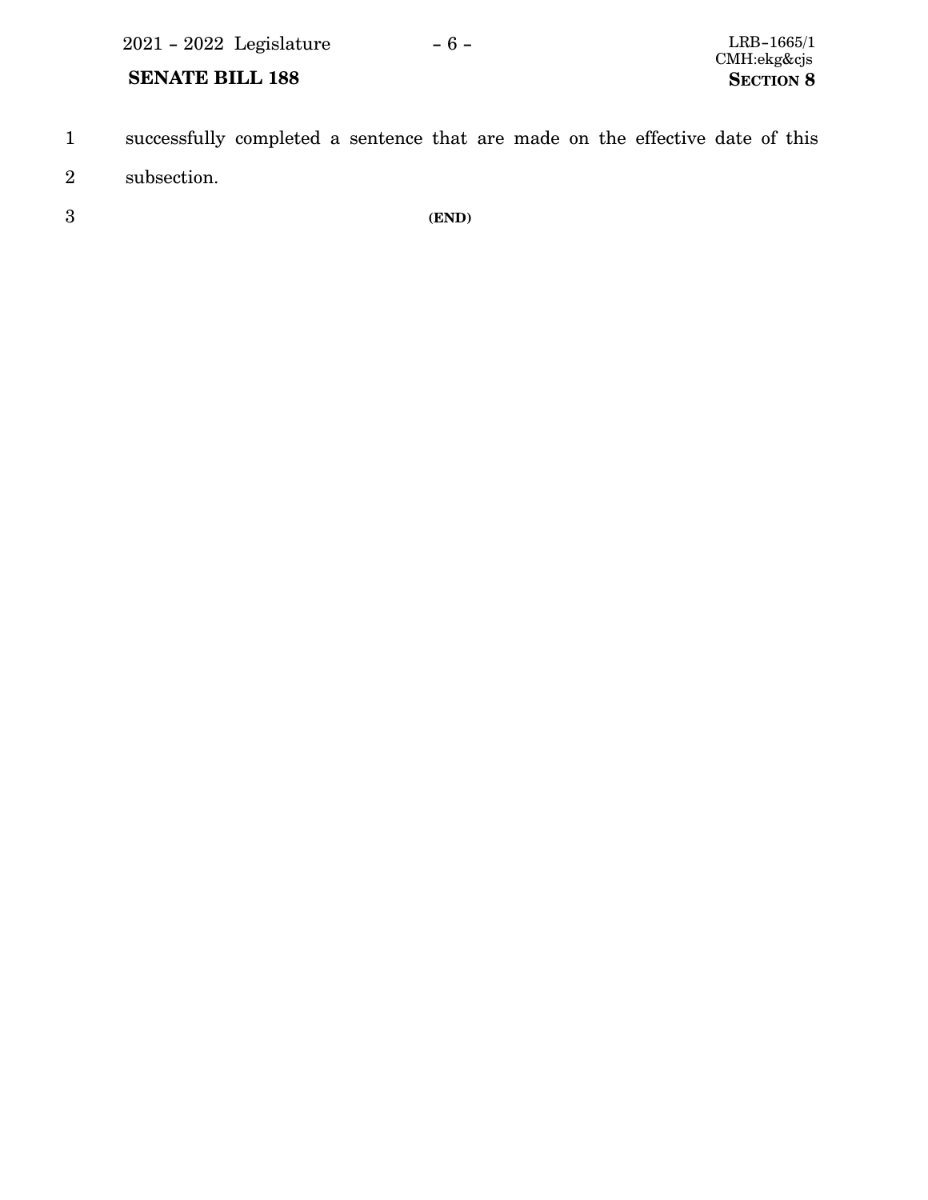successfully completed a sentence that are made on the effective date of this subsection.

**(END)**